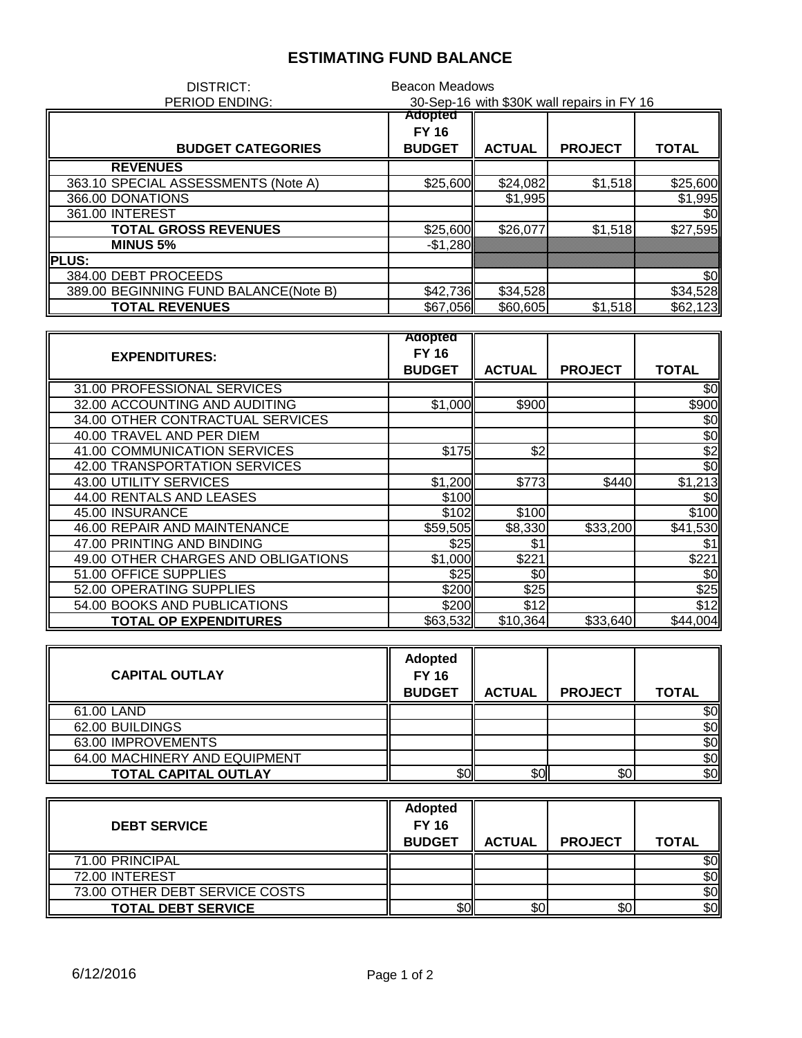# ESTIMATING FUND BALANCE

DISTRICT: Beacon Meadows

PERIOD ENDING: 30-Sep-16 with $30K wall repairs in FY 16

| BUDGET CATEGORIES | Adopted FY 16 BUDGET | ACTUAL | PROJECT | TOTAL |
|---|---|---|---|---|
| **REVENUES** | | | | |
| 363.10 SPECIAL ASSESSMENTS (Note A) | $25,600 | $24,082 | $1,518 | $25,600 |
| 366.00 DONATIONS | | $1,995 | | $1,995 |
| 361.00 INTEREST | | | | $0 |
| **TOTAL GROSS REVENUES** | $25,600 | $26,077 | $1,518 | $27,595 |
| **MINUS 5%** | -$1,280 | | | |
| **PLUS:** | | | | |
| 384.00 DEBT PROCEEDS | | | | $0 |
| 389.00 BEGINNING FUND BALANCE(Note B) | $42,736 | $34,528 | | $34,528 |
| **TOTAL REVENUES** | $67,056 | $60,605 | $1,518 | $62,123 |

| EXPENDITURES: | Adopted FY 16 BUDGET | ACTUAL | PROJECT | TOTAL |
|---|---|---|---|---|
| 31.00 PROFESSIONAL SERVICES | | | | $0 |
| 32.00 ACCOUNTING AND AUDITING | $1,000 | $900 | | $900 |
| 34.00 OTHER CONTRACTUAL SERVICES | | | | $0 |
| 40.00 TRAVEL AND PER DIEM | | | | $0 |
| 41.00 COMMUNICATION SERVICES | $175 | $2 | | $2 |
| 42.00 TRANSPORTATION SERVICES | | | | $0 |
| 43.00 UTILITY SERVICES | $1,200 | $773 | $440 | $1,213 |
| 44.00 RENTALS AND LEASES | $100 | | | $0 |
| 45.00 INSURANCE | $102 | $100 | | $100 |
| 46.00 REPAIR AND MAINTENANCE | $59,505 | $8,330 | $33,200 | $41,530 |
| 47.00 PRINTING AND BINDING | $25 | $1 | | $1 |
| 49.00 OTHER CHARGES AND OBLIGATIONS | $1,000 | $221 | | $221 |
| 51.00 OFFICE SUPPLIES | $25 | $0 | | $0 |
| 52.00 OPERATING SUPPLIES | $200 | $25 | | $25 |
| 54.00 BOOKS AND PUBLICATIONS | $200 | $12 | | $12 |
| **TOTAL OP EXPENDITURES** | $63,532 | $10,364 | $33,640 | $44,004 |

| CAPITAL OUTLAY | Adopted FY 16 BUDGET | ACTUAL | PROJECT | TOTAL |
|---|---|---|---|---|
| 61.00 LAND | | | | $0 |
| 62.00 BUILDINGS | | | | $0 |
| 63.00 IMPROVEMENTS | | | | $0 |
| 64.00 MACHINERY AND EQUIPMENT | | | | $0 |
| **TOTAL CAPITAL OUTLAY** | $0 | $0 | $0 | $0 |

| DEBT SERVICE | Adopted FY 16 BUDGET | ACTUAL | PROJECT | TOTAL |
|---|---|---|---|---|
| 71.00 PRINCIPAL | | | | $0 |
| 72.00 INTEREST | | | | $0 |
| 73.00 OTHER DEBT SERVICE COSTS | | | | $0 |
| **TOTAL DEBT SERVICE** | $0 | $0 | $0 | $0 |

6/12/2016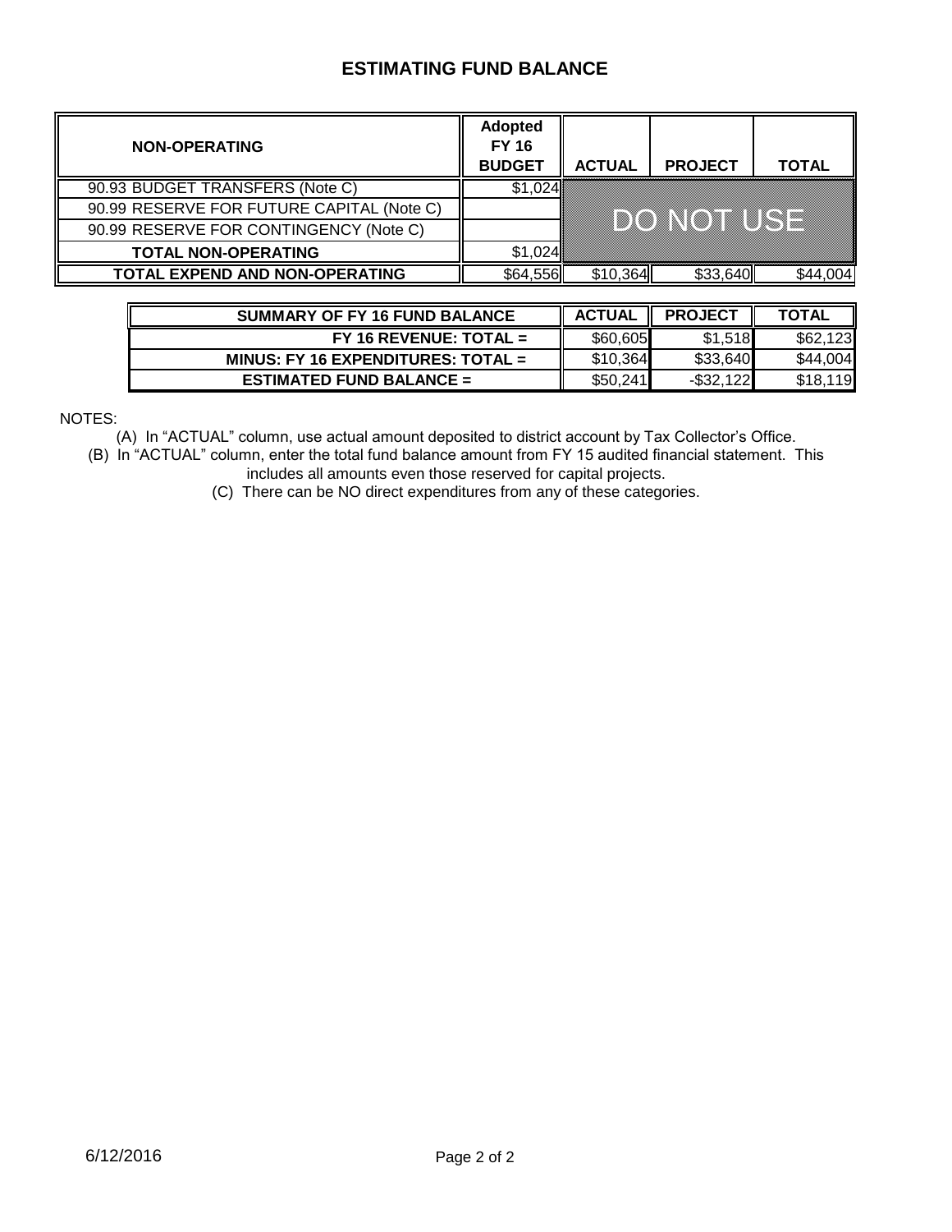## ESTIMATING FUND BALANCE

| NON-OPERATING | Adopted FY 16 BUDGET | ACTUAL | PROJECT | TOTAL |
|---|---|---|---|---|
| 90.93 BUDGET TRANSFERS (Note C) | $1,024 | DO NOT USE | | |
| 90.99 RESERVE FOR FUTURE CAPITAL (Note C) | | | | |
| 90.99 RESERVE FOR CONTINGENCY (Note C) | | | | |
| **TOTAL NON-OPERATING** | $1,024 | | | |
| **TOTAL EXPEND AND NON-OPERATING** | $64,556 | $10,364 | $33,640 | $44,004 |

| SUMMARY OF FY 16 FUND BALANCE | ACTUAL | PROJECT | TOTAL |
|---|---|---|---|
| **FY 16 REVENUE: TOTAL =** | $60,605 | $1,518 | $62,123 |
| **MINUS: FY 16 EXPENDITURES: TOTAL =** | $10,364 | $33,640 | $44,004 |
| **ESTIMATED FUND BALANCE =** | $50,241 | -$32,122 | $18,119 |

NOTES:

(A) In "ACTUAL" column, use actual amount deposited to district account by Tax Collector's Office.

(B) In "ACTUAL" column, enter the total fund balance amount from FY 15 audited financial statement. This includes all amounts even those reserved for capital projects.

(C) There can be NO direct expenditures from any of these categories.

6/12/2016